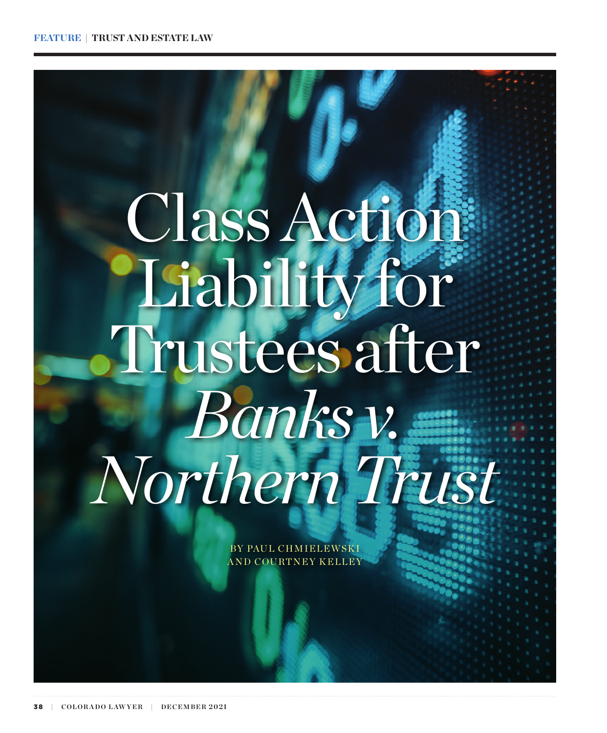FEATURE | TRUST AND ESTATE LAW

# Class Action Liability for Trustees after *Banks v. Northern Trust*

BY PAUL CHMIELEWSKI AND COURTNEY KELLEY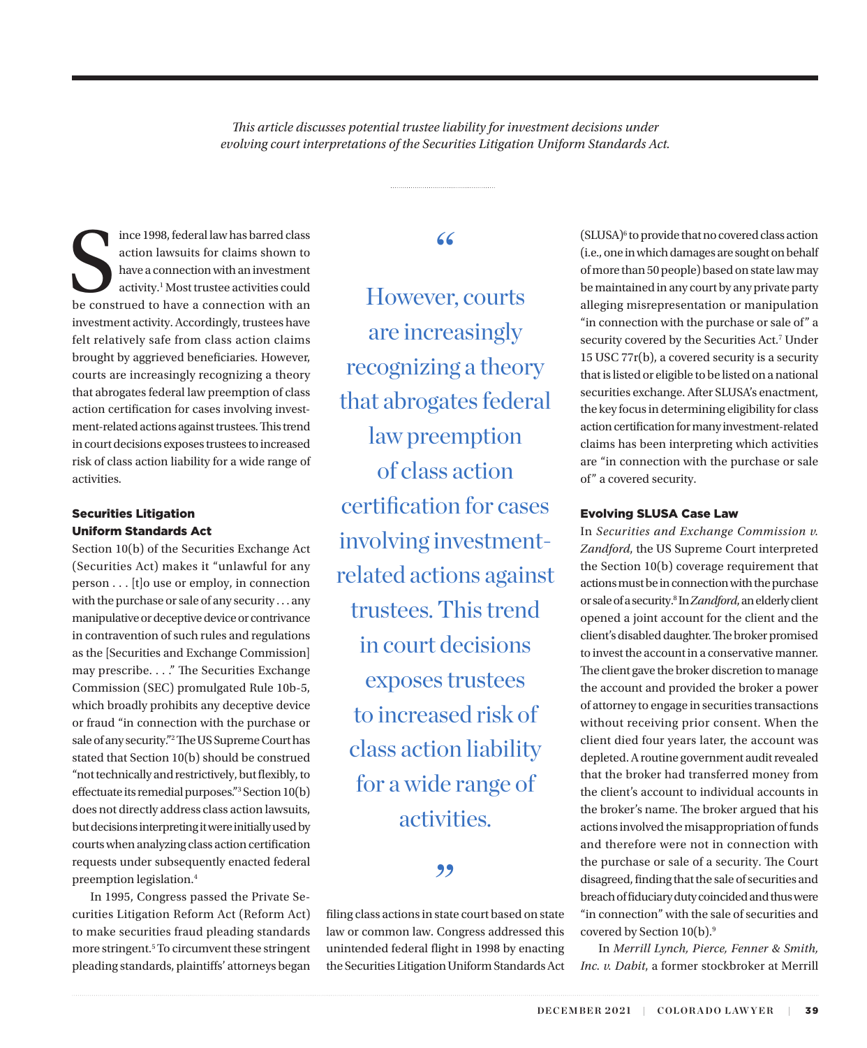*This article discusses potential trustee liability for investment decisions under evolving court interpretations of the Securities Litigation Uniform Standards Act.*

Since 1998, federal law has barred class action lawsuits for claims shown to have a connection with an investment activity.[1] Most trustee activities could be construed to have a connection with an investment activity. Accordingly, trustees have felt relatively safe from class action claims brought by aggrieved beneficiaries. However, courts are increasingly recognizing a theory that abrogates federal law preemption of class action certification for cases involving investment-related actions against trustees. This trend in court decisions exposes trustees to increased risk of class action liability for a wide range of activities.

## Securities Litigation Uniform Standards Act

Section 10(b) of the Securities Exchange Act (Securities Act) makes it "unlawful for any person . . . [t]o use or employ, in connection with the purchase or sale of any security . . . any manipulative or deceptive device or contrivance in contravention of such rules and regulations as the [Securities and Exchange Commission] may prescribe. . . ." The Securities Exchange Commission (SEC) promulgated Rule 10b-5, which broadly prohibits any deceptive device or fraud "in connection with the purchase or sale of any security."[2] The US Supreme Court has stated that Section 10(b) should be construed "not technically and restrictively, but flexibly, to effectuate its remedial purposes."[3] Section 10(b) does not directly address class action lawsuits, but decisions interpreting it were initially used by courts when analyzing class action certification requests under subsequently enacted federal preemption legislation.[4]

In 1995, Congress passed the Private Securities Litigation Reform Act (Reform Act) to make securities fraud pleading standards more stringent.[5] To circumvent these stringent pleading standards, plaintiffs' attorneys began filing class actions in state court based on state law or common law. Congress addressed this unintended federal flight in 1998 by enacting the Securities Litigation Uniform Standards Act (SLUSA)[6] to provide that no covered class action (i.e., one in which damages are sought on behalf of more than 50 people) based on state law may be maintained in any court by any private party alleging misrepresentation or manipulation "in connection with the purchase or sale of" a security covered by the Securities Act.[7] Under 15 USC 77r(b), a covered security is a security that is listed or eligible to be listed on a national securities exchange. After SLUSA's enactment, the key focus in determining eligibility for class action certification for many investment-related claims has been interpreting which activities are "in connection with the purchase or sale of" a covered security.

> "However, courts are increasingly recognizing a theory that abrogates federal law preemption of class action certification for cases involving investment-related actions against trustees. This trend in court decisions exposes trustees to increased risk of class action liability for a wide range of activities."

## Evolving SLUSA Case Law

In *Securities and Exchange Commission v. Zandford*, the US Supreme Court interpreted the Section 10(b) coverage requirement that actions must be in connection with the purchase or sale of a security.[8] In *Zandford*, an elderly client opened a joint account for the client and the client's disabled daughter. The broker promised to invest the account in a conservative manner. The client gave the broker discretion to manage the account and provided the broker a power of attorney to engage in securities transactions without receiving prior consent. When the client died four years later, the account was depleted. A routine government audit revealed that the broker had transferred money from the client's account to individual accounts in the broker's name. The broker argued that his actions involved the misappropriation of funds and therefore were not in connection with the purchase or sale of a security. The Court disagreed, finding that the sale of securities and breach of fiduciary duty coincided and thus were "in connection" with the sale of securities and covered by Section 10(b).[9]

In *Merrill Lynch, Pierce, Fenner & Smith, Inc. v. Dabit*, a former stockbroker at Merrill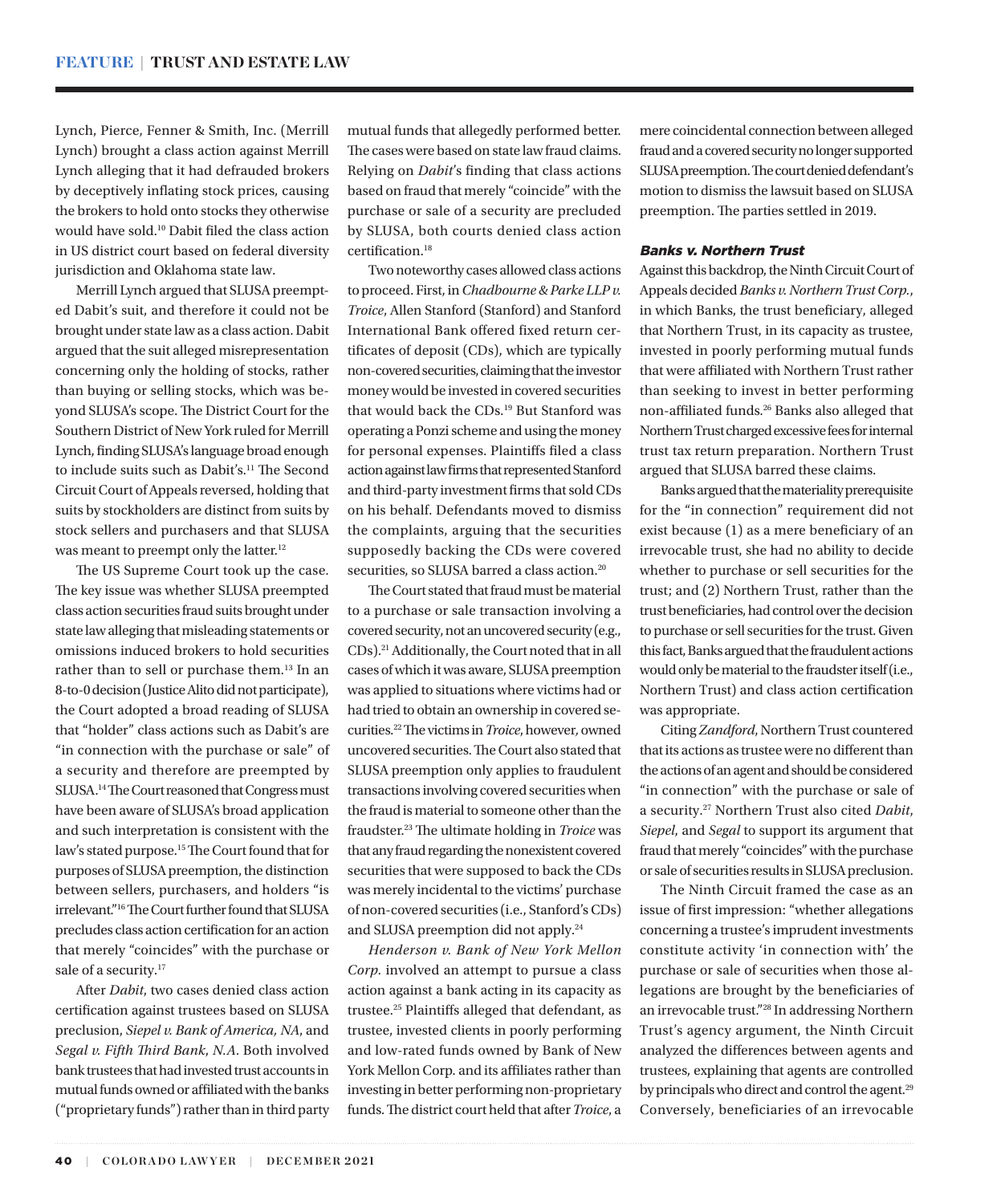Lynch, Pierce, Fenner & Smith, Inc. (Merrill Lynch) brought a class action against Merrill Lynch alleging that it had defrauded brokers by deceptively inflating stock prices, causing the brokers to hold onto stocks they otherwise would have sold.[10] Dabit filed the class action in US district court based on federal diversity jurisdiction and Oklahoma state law.

Merrill Lynch argued that SLUSA preempted Dabit's suit, and therefore it could not be brought under state law as a class action. Dabit argued that the suit alleged misrepresentation concerning only the holding of stocks, rather than buying or selling stocks, which was beyond SLUSA's scope. The District Court for the Southern District of New York ruled for Merrill Lynch, finding SLUSA's language broad enough to include suits such as Dabit's.[11] The Second Circuit Court of Appeals reversed, holding that suits by stockholders are distinct from suits by stock sellers and purchasers and that SLUSA was meant to preempt only the latter.[12]

The US Supreme Court took up the case. The key issue was whether SLUSA preempted class action securities fraud suits brought under state law alleging that misleading statements or omissions induced brokers to hold securities rather than to sell or purchase them.[13] In an 8-to-0 decision (Justice Alito did not participate), the Court adopted a broad reading of SLUSA that "holder" class actions such as Dabit's are "in connection with the purchase or sale" of a security and therefore are preempted by SLUSA.[14] The Court reasoned that Congress must have been aware of SLUSA's broad application and such interpretation is consistent with the law's stated purpose.[15] The Court found that for purposes of SLUSA preemption, the distinction between sellers, purchasers, and holders "is irrelevant."[16] The Court further found that SLUSA precludes class action certification for an action that merely "coincides" with the purchase or sale of a security.[17]

After *Dabit*, two cases denied class action certification against trustees based on SLUSA preclusion, *Siepel v. Bank of America, NA*, and *Segal v. Fifth Third Bank, N.A*. Both involved bank trustees that had invested trust accounts in mutual funds owned or affiliated with the banks ("proprietary funds") rather than in third party mutual funds that allegedly performed better. The cases were based on state law fraud claims. Relying on *Dabit*'s finding that class actions based on fraud that merely "coincide" with the purchase or sale of a security are precluded by SLUSA, both courts denied class action certification.[18]

Two noteworthy cases allowed class actions to proceed. First, in *Chadbourne & Parke LLP v. Troice*, Allen Stanford (Stanford) and Stanford International Bank offered fixed return certificates of deposit (CDs), which are typically non-covered securities, claiming that the investor money would be invested in covered securities that would back the CDs.[19] But Stanford was operating a Ponzi scheme and using the money for personal expenses. Plaintiffs filed a class action against law firms that represented Stanford and third-party investment firms that sold CDs on his behalf. Defendants moved to dismiss the complaints, arguing that the securities supposedly backing the CDs were covered securities, so SLUSA barred a class action.[20]

The Court stated that fraud must be material to a purchase or sale transaction involving a covered security, not an uncovered security (e.g., CDs).[21] Additionally, the Court noted that in all cases of which it was aware, SLUSA preemption was applied to situations where victims had or had tried to obtain an ownership in covered securities.[22] The victims in *Troice*, however, owned uncovered securities. The Court also stated that SLUSA preemption only applies to fraudulent transactions involving covered securities when the fraud is material to someone other than the fraudster.[23] The ultimate holding in *Troice* was that any fraud regarding the nonexistent covered securities that were supposed to back the CDs was merely incidental to the victims' purchase of non-covered securities (i.e., Stanford's CDs) and SLUSA preemption did not apply.[24]

*Henderson v. Bank of New York Mellon Corp.* involved an attempt to pursue a class action against a bank acting in its capacity as trustee.[25] Plaintiffs alleged that defendant, as trustee, invested clients in poorly performing and low-rated funds owned by Bank of New York Mellon Corp. and its affiliates rather than investing in better performing non-proprietary funds. The district court held that after *Troice*, a mere coincidental connection between alleged fraud and a covered security no longer supported SLUSA preemption. The court denied defendant's motion to dismiss the lawsuit based on SLUSA preemption. The parties settled in 2019.

### *Banks v. Northern Trust*

Against this backdrop, the Ninth Circuit Court of Appeals decided *Banks v. Northern Trust Corp.*, in which Banks, the trust beneficiary, alleged that Northern Trust, in its capacity as trustee, invested in poorly performing mutual funds that were affiliated with Northern Trust rather than seeking to invest in better performing non-affiliated funds.[26] Banks also alleged that Northern Trust charged excessive fees for internal trust tax return preparation. Northern Trust argued that SLUSA barred these claims.

Banks argued that the materiality prerequisite for the "in connection" requirement did not exist because (1) as a mere beneficiary of an irrevocable trust, she had no ability to decide whether to purchase or sell securities for the trust; and (2) Northern Trust, rather than the trust beneficiaries, had control over the decision to purchase or sell securities for the trust. Given this fact, Banks argued that the fraudulent actions would only be material to the fraudster itself (i.e., Northern Trust) and class action certification was appropriate.

Citing *Zandford*, Northern Trust countered that its actions as trustee were no different than the actions of an agent and should be considered "in connection" with the purchase or sale of a security.[27] Northern Trust also cited *Dabit*, *Siepel*, and *Segal* to support its argument that fraud that merely "coincides" with the purchase or sale of securities results in SLUSA preclusion.

The Ninth Circuit framed the case as an issue of first impression: "whether allegations concerning a trustee's imprudent investments constitute activity 'in connection with' the purchase or sale of securities when those allegations are brought by the beneficiaries of an irrevocable trust."[28] In addressing Northern Trust's agency argument, the Ninth Circuit analyzed the differences between agents and trustees, explaining that agents are controlled by principals who direct and control the agent.[29] Conversely, beneficiaries of an irrevocable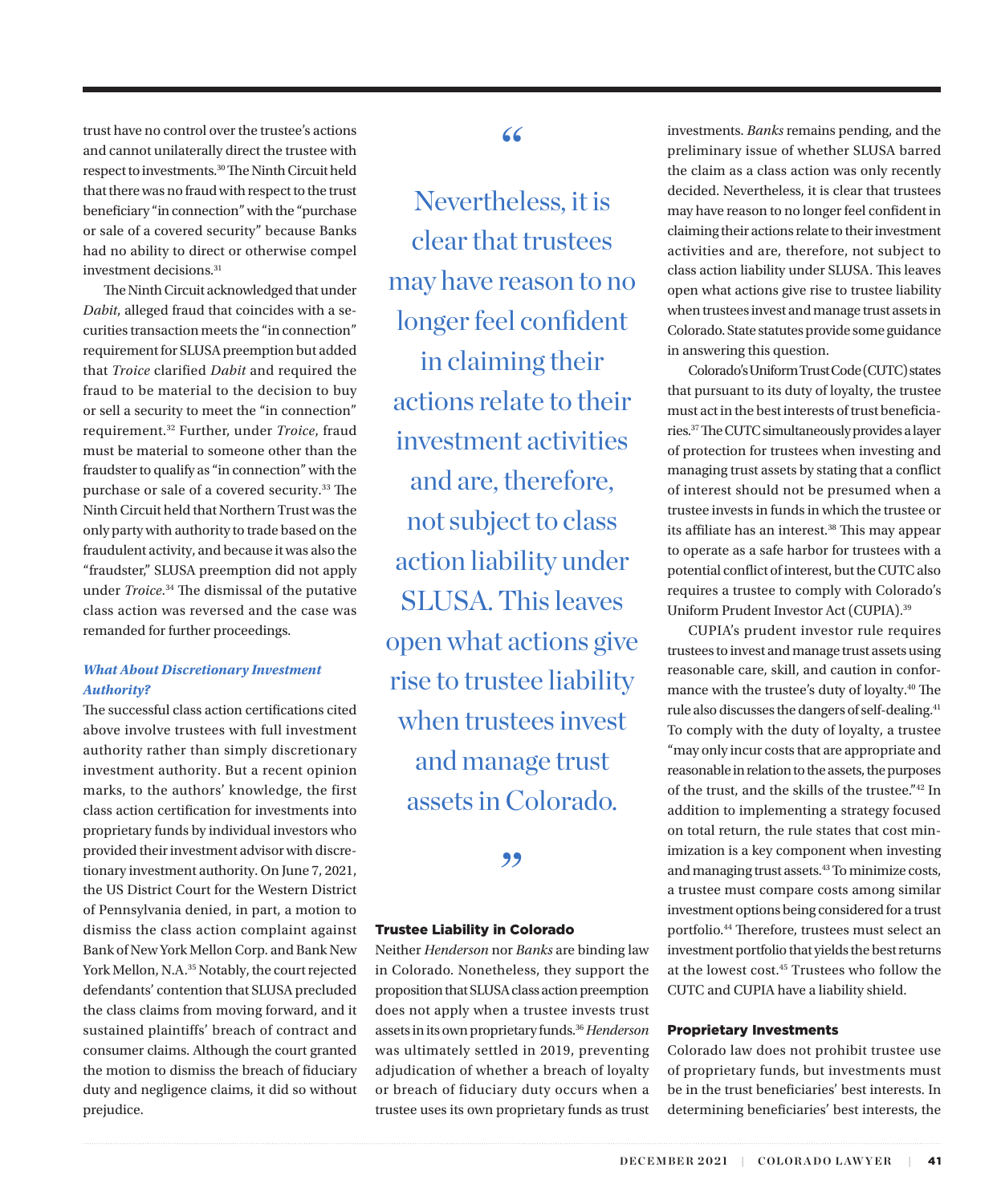trust have no control over the trustee's actions and cannot unilaterally direct the trustee with respect to investments.[30] The Ninth Circuit held that there was no fraud with respect to the trust beneficiary "in connection" with the "purchase or sale of a covered security" because Banks had no ability to direct or otherwise compel investment decisions.[31]

The Ninth Circuit acknowledged that under *Dabit*, alleged fraud that coincides with a securities transaction meets the "in connection" requirement for SLUSA preemption but added that *Troice* clarified *Dabit* and required the fraud to be material to the decision to buy or sell a security to meet the "in connection" requirement.[32] Further, under *Troice*, fraud must be material to someone other than the fraudster to qualify as "in connection" with the purchase or sale of a covered security.[33] The Ninth Circuit held that Northern Trust was the only party with authority to trade based on the fraudulent activity, and because it was also the "fraudster," SLUSA preemption did not apply under *Troice*.[34] The dismissal of the putative class action was reversed and the case was remanded for further proceedings.

### *What About Discretionary Investment Authority?*

The successful class action certifications cited above involve trustees with full investment authority rather than simply discretionary investment authority. But a recent opinion marks, to the authors' knowledge, the first class action certification for investments into proprietary funds by individual investors who provided their investment advisor with discretionary investment authority. On June 7, 2021, the US District Court for the Western District of Pennsylvania denied, in part, a motion to dismiss the class action complaint against Bank of New York Mellon Corp. and Bank New York Mellon, N.A.[35] Notably, the court rejected defendants' contention that SLUSA precluded the class claims from moving forward, and it sustained plaintiffs' breach of contract and consumer claims. Although the court granted the motion to dismiss the breach of fiduciary duty and negligence claims, it did so without prejudice.

> "Nevertheless, it is clear that trustees may have reason to no longer feel confident in claiming their actions relate to their investment activities and are, therefore, not subject to class action liability under SLUSA. This leaves open what actions give rise to trustee liability when trustees invest and manage trust assets in Colorado."

## Trustee Liability in Colorado

Neither *Henderson* nor *Banks* are binding law in Colorado. Nonetheless, they support the proposition that SLUSA class action preemption does not apply when a trustee invests trust assets in its own proprietary funds.[36] *Henderson* was ultimately settled in 2019, preventing adjudication of whether a breach of loyalty or breach of fiduciary duty occurs when a trustee uses its own proprietary funds as trust investments. *Banks* remains pending, and the preliminary issue of whether SLUSA barred the claim as a class action was only recently decided. Nevertheless, it is clear that trustees may have reason to no longer feel confident in claiming their actions relate to their investment activities and are, therefore, not subject to class action liability under SLUSA. This leaves open what actions give rise to trustee liability when trustees invest and manage trust assets in Colorado. State statutes provide some guidance in answering this question.

Colorado's Uniform Trust Code (CUTC) states that pursuant to its duty of loyalty, the trustee must act in the best interests of trust beneficiaries.[37] The CUTC simultaneously provides a layer of protection for trustees when investing and managing trust assets by stating that a conflict of interest should not be presumed when a trustee invests in funds in which the trustee or its affiliate has an interest.[38] This may appear to operate as a safe harbor for trustees with a potential conflict of interest, but the CUTC also requires a trustee to comply with Colorado's Uniform Prudent Investor Act (CUPIA).[39]

CUPIA's prudent investor rule requires trustees to invest and manage trust assets using reasonable care, skill, and caution in conformance with the trustee's duty of loyalty.[40] The rule also discusses the dangers of self-dealing.[41] To comply with the duty of loyalty, a trustee "may only incur costs that are appropriate and reasonable in relation to the assets, the purposes of the trust, and the skills of the trustee."[42] In addition to implementing a strategy focused on total return, the rule states that cost minimization is a key component when investing and managing trust assets.[43] To minimize costs, a trustee must compare costs among similar investment options being considered for a trust portfolio.[44] Therefore, trustees must select an investment portfolio that yields the best returns at the lowest cost.[45] Trustees who follow the CUTC and CUPIA have a liability shield.

## Proprietary Investments

Colorado law does not prohibit trustee use of proprietary funds, but investments must be in the trust beneficiaries' best interests. In determining beneficiaries' best interests, the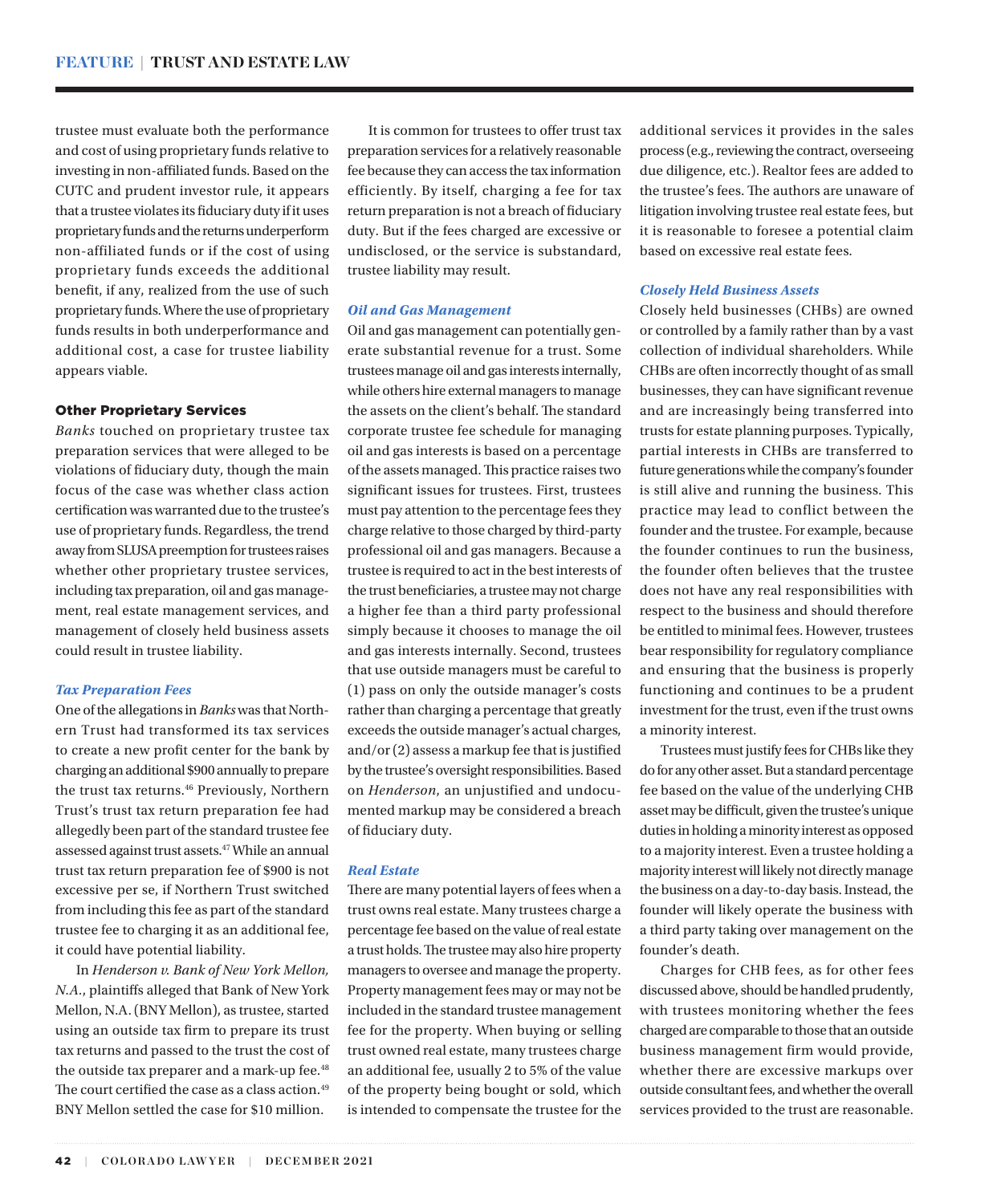trustee must evaluate both the performance and cost of using proprietary funds relative to investing in non-affiliated funds. Based on the CUTC and prudent investor rule, it appears that a trustee violates its fiduciary duty if it uses proprietary funds and the returns underperform non-affiliated funds or if the cost of using proprietary funds exceeds the additional benefit, if any, realized from the use of such proprietary funds. Where the use of proprietary funds results in both underperformance and additional cost, a case for trustee liability appears viable.

### Other Proprietary Services

*Banks* touched on proprietary trustee tax preparation services that were alleged to be violations of fiduciary duty, though the main focus of the case was whether class action certification was warranted due to the trustee's use of proprietary funds. Regardless, the trend away from SLUSA preemption for trustees raises whether other proprietary trustee services, including tax preparation, oil and gas management, real estate management services, and management of closely held business assets could result in trustee liability.

#### *Tax Preparation Fees*

One of the allegations in *Banks* was that Northern Trust had transformed its tax services to create a new profit center for the bank by charging an additional $900 annually to prepare the trust tax returns.[46] Previously, Northern Trust's trust tax return preparation fee had allegedly been part of the standard trustee fee assessed against trust assets.[47] While an annual trust tax return preparation fee of $900 is not excessive per se, if Northern Trust switched from including this fee as part of the standard trustee fee to charging it as an additional fee, it could have potential liability.

In *Henderson v. Bank of New York Mellon, N.A.*, plaintiffs alleged that Bank of New York Mellon, N.A. (BNY Mellon), as trustee, started using an outside tax firm to prepare its trust tax returns and passed to the trust the cost of the outside tax preparer and a mark-up fee.[48] The court certified the case as a class action.[49] BNY Mellon settled the case for $10 million.

It is common for trustees to offer trust tax preparation services for a relatively reasonable fee because they can access the tax information efficiently. By itself, charging a fee for tax return preparation is not a breach of fiduciary duty. But if the fees charged are excessive or undisclosed, or the service is substandard, trustee liability may result.

#### *Oil and Gas Management*

Oil and gas management can potentially generate substantial revenue for a trust. Some trustees manage oil and gas interests internally, while others hire external managers to manage the assets on the client's behalf. The standard corporate trustee fee schedule for managing oil and gas interests is based on a percentage of the assets managed. This practice raises two significant issues for trustees. First, trustees must pay attention to the percentage fees they charge relative to those charged by third-party professional oil and gas managers. Because a trustee is required to act in the best interests of the trust beneficiaries, a trustee may not charge a higher fee than a third party professional simply because it chooses to manage the oil and gas interests internally. Second, trustees that use outside managers must be careful to (1) pass on only the outside manager's costs rather than charging a percentage that greatly exceeds the outside manager's actual charges, and/or (2) assess a markup fee that is justified by the trustee's oversight responsibilities. Based on *Henderson*, an unjustified and undocumented markup may be considered a breach of fiduciary duty.

#### *Real Estate*

There are many potential layers of fees when a trust owns real estate. Many trustees charge a percentage fee based on the value of real estate a trust holds. The trustee may also hire property managers to oversee and manage the property. Property management fees may or may not be included in the standard trustee management fee for the property. When buying or selling trust owned real estate, many trustees charge an additional fee, usually 2 to 5% of the value of the property being bought or sold, which is intended to compensate the trustee for the additional services it provides in the sales process (e.g., reviewing the contract, overseeing due diligence, etc.). Realtor fees are added to the trustee's fees. The authors are unaware of litigation involving trustee real estate fees, but it is reasonable to foresee a potential claim based on excessive real estate fees.

#### *Closely Held Business Assets*

Closely held businesses (CHBs) are owned or controlled by a family rather than by a vast collection of individual shareholders. While CHBs are often incorrectly thought of as small businesses, they can have significant revenue and are increasingly being transferred into trusts for estate planning purposes. Typically, partial interests in CHBs are transferred to future generations while the company's founder is still alive and running the business. This practice may lead to conflict between the founder and the trustee. For example, because the founder continues to run the business, the founder often believes that the trustee does not have any real responsibilities with respect to the business and should therefore be entitled to minimal fees. However, trustees bear responsibility for regulatory compliance and ensuring that the business is properly functioning and continues to be a prudent investment for the trust, even if the trust owns a minority interest.

Trustees must justify fees for CHBs like they do for any other asset. But a standard percentage fee based on the value of the underlying CHB asset may be difficult, given the trustee's unique duties in holding a minority interest as opposed to a majority interest. Even a trustee holding a majority interest will likely not directly manage the business on a day-to-day basis. Instead, the founder will likely operate the business with a third party taking over management on the founder's death.

Charges for CHB fees, as for other fees discussed above, should be handled prudently, with trustees monitoring whether the fees charged are comparable to those that an outside business management firm would provide, whether there are excessive markups over outside consultant fees, and whether the overall services provided to the trust are reasonable.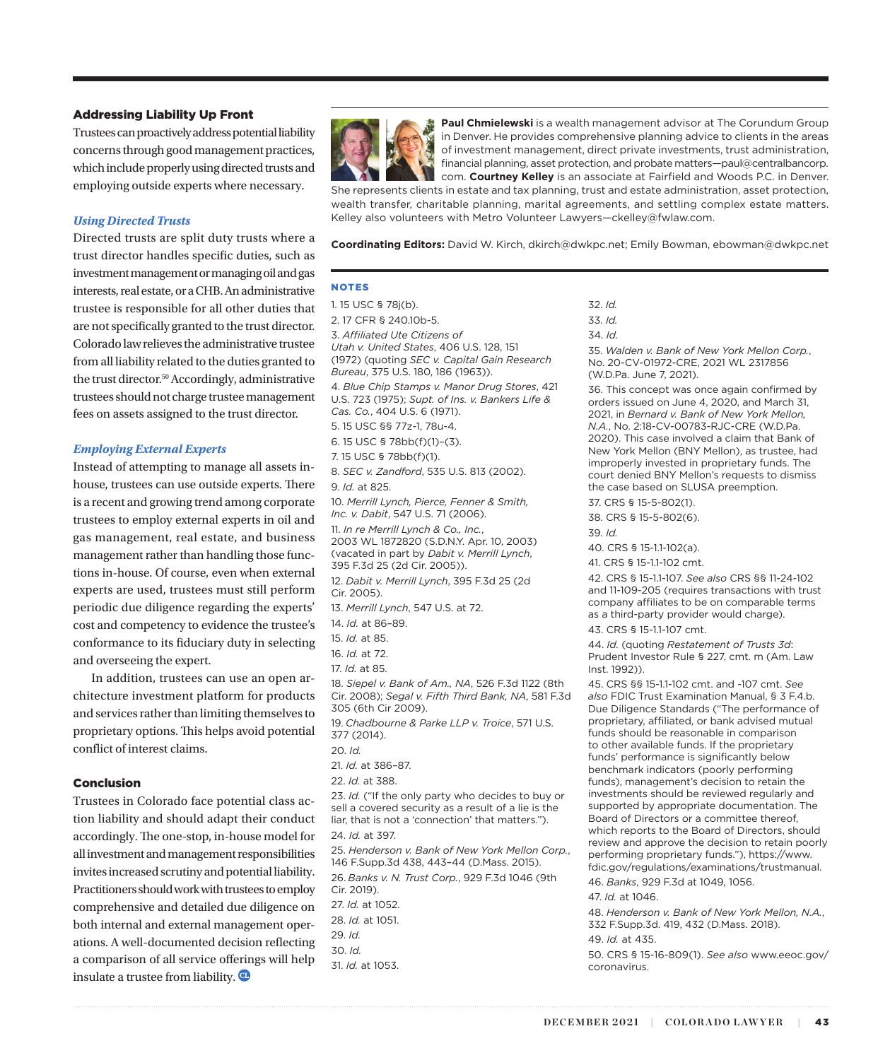### Addressing Liability Up Front

Trustees can proactively address potential liability concerns through good management practices, which include properly using directed trusts and employing outside experts where necessary.

#### *Using Directed Trusts*

Directed trusts are split duty trusts where a trust director handles specific duties, such as investment management or managing oil and gas interests, real estate, or a CHB. An administrative trustee is responsible for all other duties that are not specifically granted to the trust director. Colorado law relieves the administrative trustee from all liability related to the duties granted to the trust director.[50] Accordingly, administrative trustees should not charge trustee management fees on assets assigned to the trust director.

#### *Employing External Experts*

Instead of attempting to manage all assets in-house, trustees can use outside experts. There is a recent and growing trend among corporate trustees to employ external experts in oil and gas management, real estate, and business management rather than handling those functions in-house. Of course, even when external experts are used, trustees must still perform periodic due diligence regarding the experts' cost and competency to evidence the trustee's conformance to its fiduciary duty in selecting and overseeing the expert.

In addition, trustees can use an open architecture investment platform for products and services rather than limiting themselves to proprietary options. This helps avoid potential conflict of interest claims.

### Conclusion

Trustees in Colorado face potential class action liability and should adapt their conduct accordingly. The one-stop, in-house model for all investment and management responsibilities invites increased scrutiny and potential liability. Practitioners should work with trustees to employ comprehensive and detailed due diligence on both internal and external management operations. A well-documented decision reflecting a comparison of all service offerings will help insulate a trustee from liability.

**Paul Chmielewski** is a wealth management advisor at The Corundum Group in Denver. He provides comprehensive planning advice to clients in the areas of investment management, direct private investments, trust administration, financial planning, asset protection, and probate matters—paul@centralbancorp.com. **Courtney Kelley** is an associate at Fairfield and Woods P.C. in Denver. She represents clients in estate and tax planning, trust and estate administration, asset protection, wealth transfer, charitable planning, marital agreements, and settling complex estate matters. Kelley also volunteers with Metro Volunteer Lawyers—ckelley@fwlaw.com.

**Coordinating Editors:** David W. Kirch, dkirch@dwkpc.net; Emily Bowman, ebowman@dwkpc.net

### NOTES

1. 15 USC § 78j(b).
2. 17 CFR § 240.10b-5.
3. *Affiliated Ute Citizens of Utah v. United States*, 406 U.S. 128, 151 (1972) (quoting *SEC v. Capital Gain Research Bureau*, 375 U.S. 180, 186 (1963)).
4. *Blue Chip Stamps v. Manor Drug Stores*, 421 U.S. 723 (1975); *Supt. of Ins. v. Bankers Life & Cas. Co.*, 404 U.S. 6 (1971).
5. 15 USC §§ 77z-1, 78u-4.
6. 15 USC § 78bb(f)(1)–(3).
7. 15 USC § 78bb(f)(1).
8. *SEC v. Zandford*, 535 U.S. 813 (2002).
9. *Id.* at 825.
10. *Merrill Lynch, Pierce, Fenner & Smith, Inc. v. Dabit*, 547 U.S. 71 (2006).
11. *In re Merrill Lynch & Co., Inc.*, 2003 WL 1872820 (S.D.N.Y. Apr. 10, 2003) (vacated in part by *Dabit v. Merrill Lynch*, 395 F.3d 25 (2d Cir. 2005)).
12. *Dabit v. Merrill Lynch*, 395 F.3d 25 (2d Cir. 2005).
13. *Merrill Lynch*, 547 U.S. at 72.
14. *Id.* at 86–89.
15. *Id.* at 85.
16. *Id.* at 72.
17. *Id.* at 85.
18. *Siepel v. Bank of Am., NA*, 526 F.3d 1122 (8th Cir. 2008); *Segal v. Fifth Third Bank, NA*, 581 F.3d 305 (6th Cir 2009).
19. *Chadbourne & Parke LLP v. Troice*, 571 U.S. 377 (2014).
20. *Id.*
21. *Id.* at 386–87.
22. *Id.* at 388.
23. *Id.* ("If the only party who decides to buy or sell a covered security as a result of a lie is the liar, that is not a 'connection' that matters.").
24. *Id.* at 397.
25. *Henderson v. Bank of New York Mellon Corp.*, 146 F.Supp.3d 438, 443–44 (D.Mass. 2015).
26. *Banks v. N. Trust Corp.*, 929 F.3d 1046 (9th Cir. 2019).
27. *Id.* at 1052.
28. *Id.* at 1051.
29. *Id.*
30. *Id.*
31. *Id.* at 1053.
32. *Id.*
33. *Id.*
34. *Id.*
35. *Walden v. Bank of New York Mellon Corp.*, No. 20-CV-01972-CRE, 2021 WL 2317856 (W.D.Pa. June 7, 2021).
36. This concept was once again confirmed by orders issued on June 4, 2020, and March 31, 2021, in *Bernard v. Bank of New York Mellon, N.A.*, No. 2:18-CV-00783-RJC-CRE (W.D.Pa. 2020). This case involved a claim that Bank of New York Mellon (BNY Mellon), as trustee, had improperly invested in proprietary funds. The court denied BNY Mellon's requests to dismiss the case based on SLUSA preemption.
37. CRS § 15-5-802(1).
38. CRS § 15-5-802(6).
39. *Id.*
40. CRS § 15-1.1-102(a).
41. CRS § 15-1.1-102 cmt.
42. CRS § 15-1.1-107. *See also* CRS §§ 11-24-102 and 11-109-205 (requires transactions with trust company affiliates to be on comparable terms as a third-party provider would charge).
43. CRS § 15-1.1-107 cmt.
44. *Id.* (quoting *Restatement of Trusts 3d*: Prudent Investor Rule § 227, cmt. m (Am. Law Inst. 1992)).
45. CRS §§ 15-1.1-102 cmt. and -107 cmt. *See also* FDIC Trust Examination Manual, § 3 F.4.b. Due Diligence Standards ("The performance of proprietary, affiliated, or bank advised mutual funds should be reasonable in comparison to other available funds. If the proprietary funds' performance is significantly below benchmark indicators (poorly performing funds), management's decision to retain the investments should be reviewed regularly and supported by appropriate documentation. The Board of Directors or a committee thereof, which reports to the Board of Directors, should review and approve the decision to retain poorly performing proprietary funds."), https://www.fdic.gov/regulations/examinations/trustmanual.
46. *Banks*, 929 F.3d at 1049, 1056.
47. *Id.* at 1046.
48. *Henderson v. Bank of New York Mellon, N.A.*, 332 F.Supp.3d. 419, 432 (D.Mass. 2018).
49. *Id.* at 435.
50. CRS § 15-16-809(1). *See also* www.eeoc.gov/coronavirus.